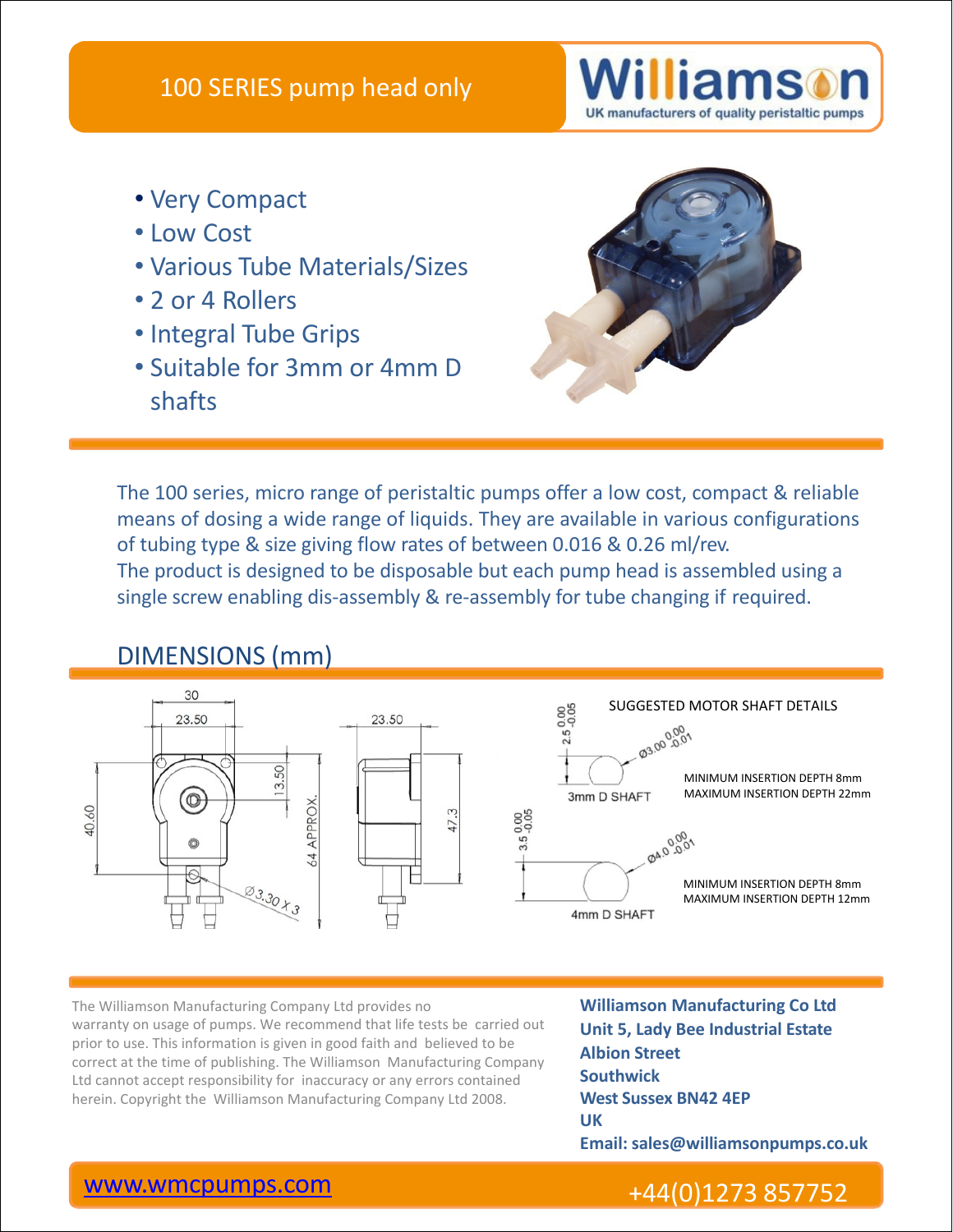# 100 SERIES pump head only

**Williamson**
UK manufacturers of quality peristaltic pumps

- Very Compact
- Low Cost
- Various Tube Materials/Sizes
- 2 or 4 Rollers
- Integral Tube Grips
- Suitable for 3mm or 4mm D shafts

The 100 series, micro range of peristaltic pumps offer a low cost, compact & reliable means of dosing a wide range of liquids. They are available in various configurations of tubing type & size giving flow rates of between 0.016 & 0.26 ml/rev.
The product is designed to be disposable but each pump head is assembled using a single screw enabling dis-assembly & re-assembly for tube changing if required.

## DIMENSIONS (mm)

30
23.50
13.50
40.60
64 APPROX.
Ø3.30 X 3
23.50
47.3

SUGGESTED MOTOR SHAFT DETAILS

2.5 $^{0.00}_{-0.05}$
Ø3.00 $^{0.00}_{-0.01}$
3mm D SHAFT
MINIMUM INSERTION DEPTH 8mm
MAXIMUM INSERTION DEPTH 22mm

3.5 $^{0.00}_{-0.05}$
Ø4.0 $^{0.00}_{-0.01}$
4mm D SHAFT
MINIMUM INSERTION DEPTH 8mm
MAXIMUM INSERTION DEPTH 12mm

The Williamson Manufacturing Company Ltd provides no warranty on usage of pumps. We recommend that life tests be carried out prior to use. This information is given in good faith and believed to be correct at the time of publishing. The Williamson Manufacturing Company Ltd cannot accept responsibility for inaccuracy or any errors contained herein. Copyright the Williamson Manufacturing Company Ltd 2008.

**Williamson Manufacturing Co Ltd**
**Unit 5, Lady Bee Industrial Estate**
**Albion Street**
**Southwick**
**West Sussex BN42 4EP**
**UK**
**Email: sales@williamsonpumps.co.uk**

www.wmcpumps.com

+44(0)1273 857752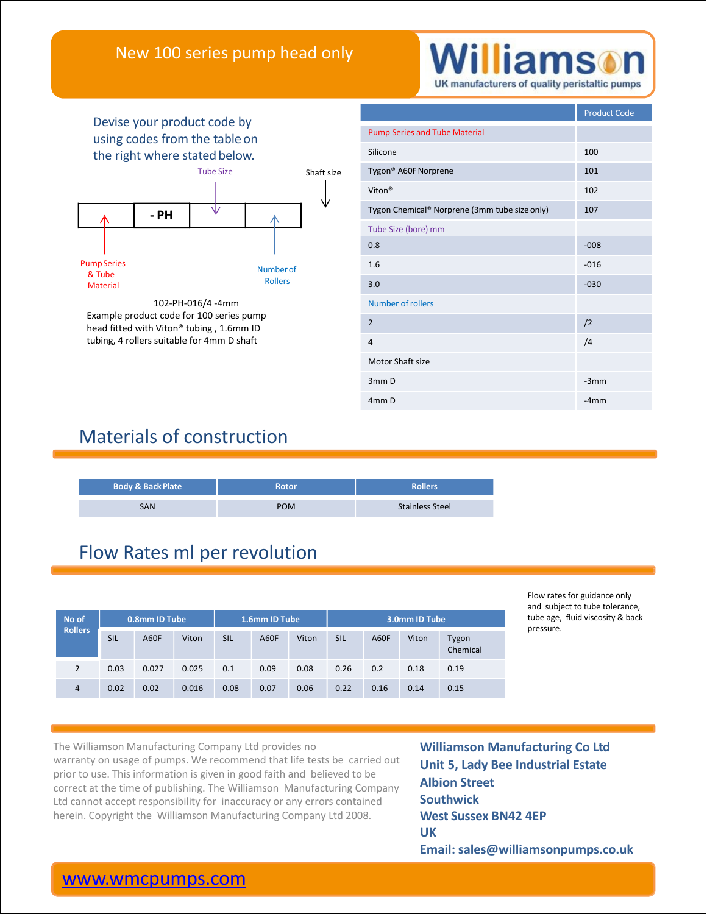# New 100 series pump head only

**Williamson**
UK manufacturers of quality peristaltic pumps

Devise your product code by using codes from the table on the right where stated below.

Tube Size

Shaft size

| | - PH | | |
|---|---|---|---|

Pump Series & Tube Material

Number of Rollers

102-PH-016/4 -4mm
Example product code for 100 series pump head fitted with Viton® tubing , 1.6mm ID tubing, 4 rollers suitable for 4mm D shaft

| | Product Code |
|---|---|
| Pump Series and Tube Material | |
| Silicone | 100 |
| Tygon® A60F Norprene | 101 |
| Viton® | 102 |
| Tygon Chemical® Norprene (3mm tube size only) | 107 |
| Tube Size (bore) mm | |
| 0.8 | -008 |
| 1.6 | -016 |
| 3.0 | -030 |
| Number of rollers | |
| 2 | /2 |
| 4 | /4 |
| Motor Shaft size | |
| 3mm D | -3mm |
| 4mm D | -4mm |

## Materials of construction

| Body & Back Plate | Rotor | Rollers |
|---|---|---|
| SAN | POM | Stainless Steel |

## Flow Rates ml per revolution

| No of Rollers | 0.8mm ID Tube | | | 1.6mm ID Tube | | | 3.0mm ID Tube | | | |
|---|---|---|---|---|---|---|---|---|---|---|
| | SIL | A60F | Viton | SIL | A60F | Viton | SIL | A60F | Viton | Tygon Chemical |
| 2 | 0.03 | 0.027 | 0.025 | 0.1 | 0.09 | 0.08 | 0.26 | 0.2 | 0.18 | 0.19 |
| 4 | 0.02 | 0.02 | 0.016 | 0.08 | 0.07 | 0.06 | 0.22 | 0.16 | 0.14 | 0.15 |

Flow rates for guidance only and subject to tube tolerance, tube age, fluid viscosity & back pressure.

The Williamson Manufacturing Company Ltd provides no warranty on usage of pumps. We recommend that life tests be carried out prior to use. This information is given in good faith and believed to be correct at the time of publishing. The Williamson Manufacturing Company Ltd cannot accept responsibility for inaccuracy or any errors contained herein. Copyright the Williamson Manufacturing Company Ltd 2008.

**Williamson Manufacturing Co Ltd**
**Unit 5, Lady Bee Industrial Estate**
**Albion Street**
**Southwick**
**West Sussex BN42 4EP**
**UK**
**Email: sales@williamsonpumps.co.uk**

www.wmcpumps.com